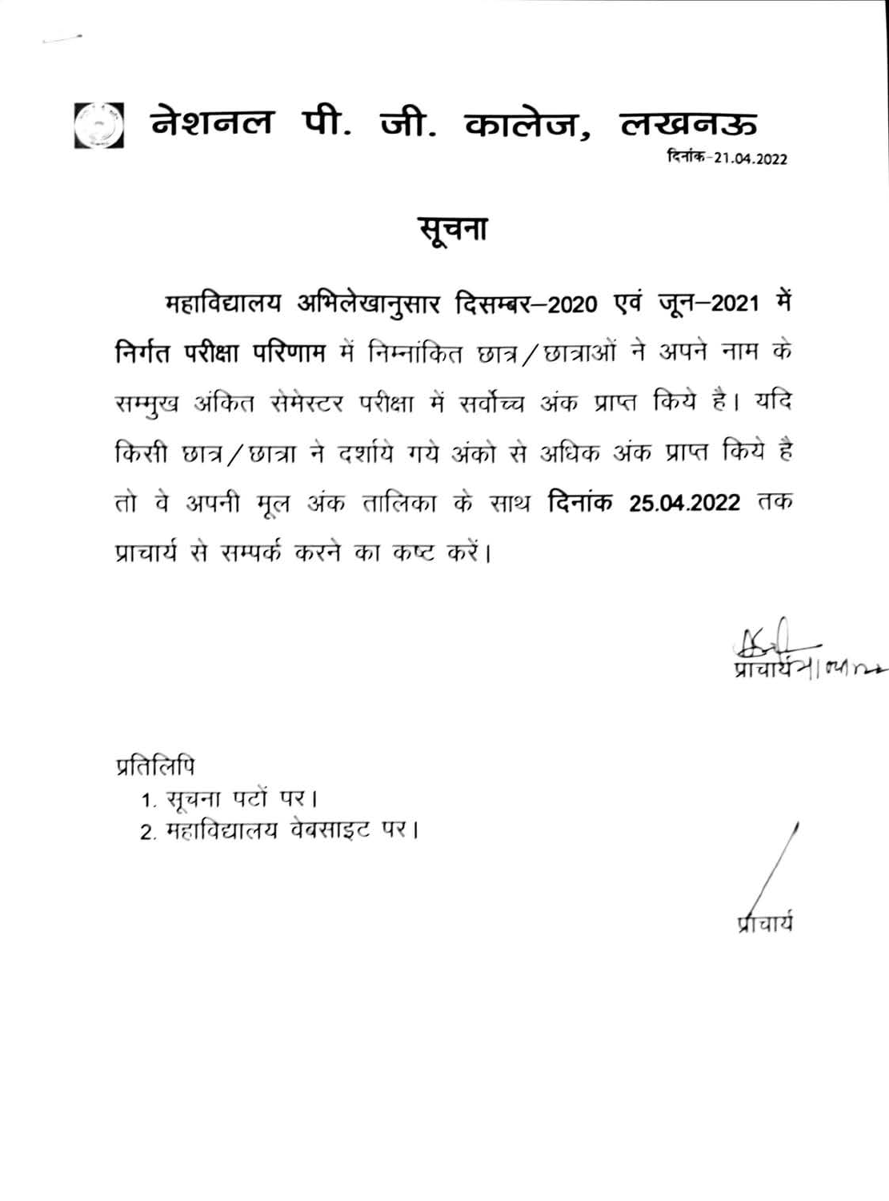# नेशनल पी. जी. कालेज, लखनऊ

दिनांक-21.04.2022

## सूचना

महाविद्यालय अभिलेखानुसार दिसम्बर–2020 एवं जून–2021 में **निर्गत परीक्षा परिणाम** में निम्नांकित छात्र/छात्राओं ने अपने नाम के सम्मुख अंकित सेमेस्टर परीक्षा में सर्वोच्च अंक प्राप्त किये है। यदि किसी छात्र/छात्रा ने दर्शाये गये अंको से अधिक अंक प्राप्त किये है तो वे अपनी मूल अंक तालिका के साथ **दिनांक 25.04.2022** तक प्राचार्य से सम्पर्क करने का कष्ट करें।

प्राचार्य

प्रतिलिपि

1. सूचना पटों पर।
2. महाविद्यालय वेबसाइट पर।

प्राचार्य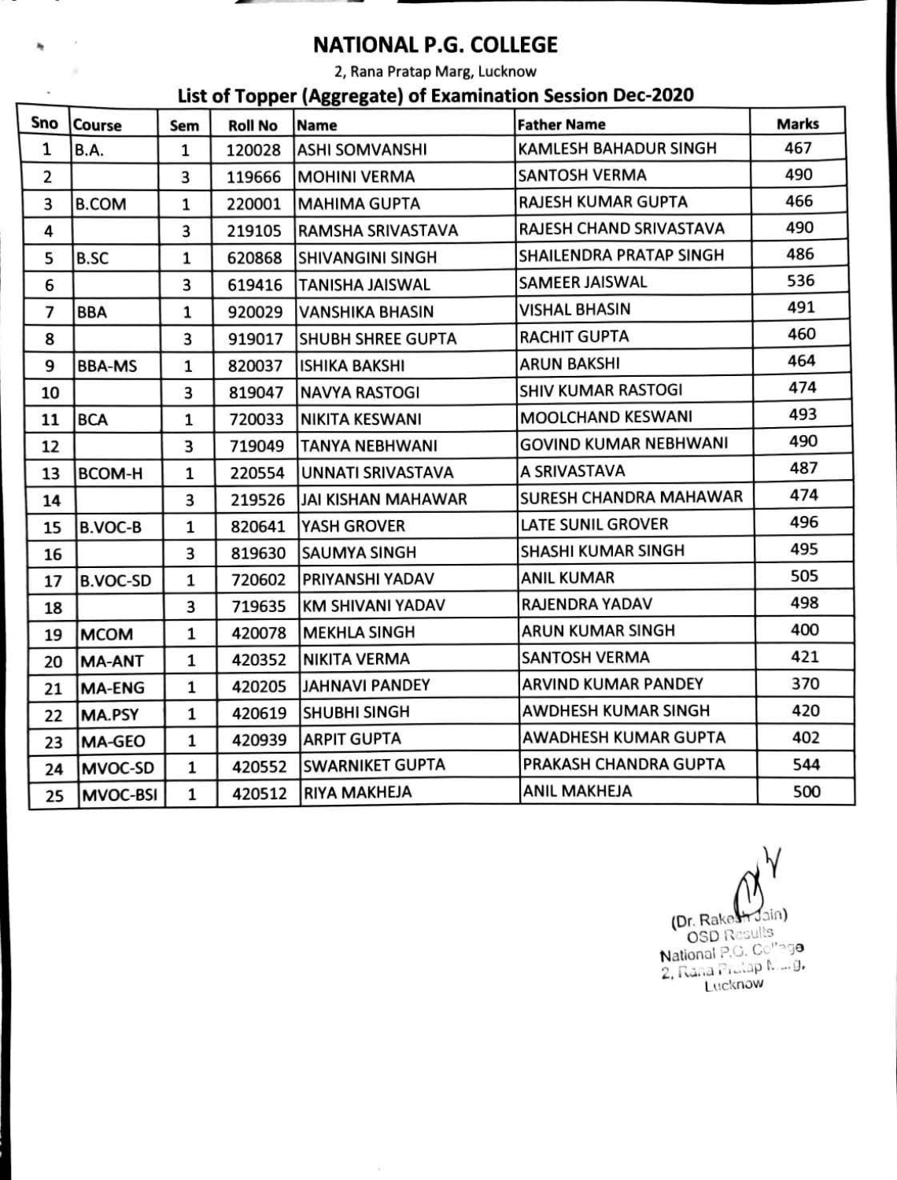# NATIONAL P.G. COLLEGE

2, Rana Pratap Marg, Lucknow

## List of Topper (Aggregate) of Examination Session Dec-2020

| Sno | Course | Sem | Roll No | Name | Father Name | Marks |
|---|---|---|---|---|---|---|
| 1 | B.A. | 1 | 120028 | ASHI SOMVANSHI | KAMLESH BAHADUR SINGH | 467 |
| 2 | | 3 | 119666 | MOHINI VERMA | SANTOSH VERMA | 490 |
| 3 | B.COM | 1 | 220001 | MAHIMA GUPTA | RAJESH KUMAR GUPTA | 466 |
| 4 | | 3 | 219105 | RAMSHA SRIVASTAVA | RAJESH CHAND SRIVASTAVA | 490 |
| 5 | B.SC | 1 | 620868 | SHIVANGINI SINGH | SHAILENDRA PRATAP SINGH | 486 |
| 6 | | 3 | 619416 | TANISHA JAISWAL | SAMEER JAISWAL | 536 |
| 7 | BBA | 1 | 920029 | VANSHIKA BHASIN | VISHAL BHASIN | 491 |
| 8 | | 3 | 919017 | SHUBH SHREE GUPTA | RACHIT GUPTA | 460 |
| 9 | BBA-MS | 1 | 820037 | ISHIKA BAKSHI | ARUN BAKSHI | 464 |
| 10 | | 3 | 819047 | NAVYA RASTOGI | SHIV KUMAR RASTOGI | 474 |
| 11 | BCA | 1 | 720033 | NIKITA KESWANI | MOOLCHAND KESWANI | 493 |
| 12 | | 3 | 719049 | TANYA NEBHWANI | GOVIND KUMAR NEBHWANI | 490 |
| 13 | BCOM-H | 1 | 220554 | UNNATI SRIVASTAVA | A SRIVASTAVA | 487 |
| 14 | | 3 | 219526 | JAI KISHAN MAHAWAR | SURESH CHANDRA MAHAWAR | 474 |
| 15 | B.VOC-B | 1 | 820641 | YASH GROVER | LATE SUNIL GROVER | 496 |
| 16 | | 3 | 819630 | SAUMYA SINGH | SHASHI KUMAR SINGH | 495 |
| 17 | B.VOC-SD | 1 | 720602 | PRIYANSHI YADAV | ANIL KUMAR | 505 |
| 18 | | 3 | 719635 | KM SHIVANI YADAV | RAJENDRA YADAV | 498 |
| 19 | MCOM | 1 | 420078 | MEKHLA SINGH | ARUN KUMAR SINGH | 400 |
| 20 | MA-ANT | 1 | 420352 | NIKITA VERMA | SANTOSH VERMA | 421 |
| 21 | MA-ENG | 1 | 420205 | JAHNAVI PANDEY | ARVIND KUMAR PANDEY | 370 |
| 22 | MA.PSY | 1 | 420619 | SHUBHI SINGH | AWDHESH KUMAR SINGH | 420 |
| 23 | MA-GEO | 1 | 420939 | ARPIT GUPTA | AWADHESH KUMAR GUPTA | 402 |
| 24 | MVOC-SD | 1 | 420552 | SWARNIKET GUPTA | PRAKASH CHANDRA GUPTA | 544 |
| 25 | MVOC-BSI | 1 | 420512 | RIYA MAKHEJA | ANIL MAKHEJA | 500 |

(Dr. Rakesh Jain)
OSD Results
National P.G. College
2, Rana Pratap Marg,
Lucknow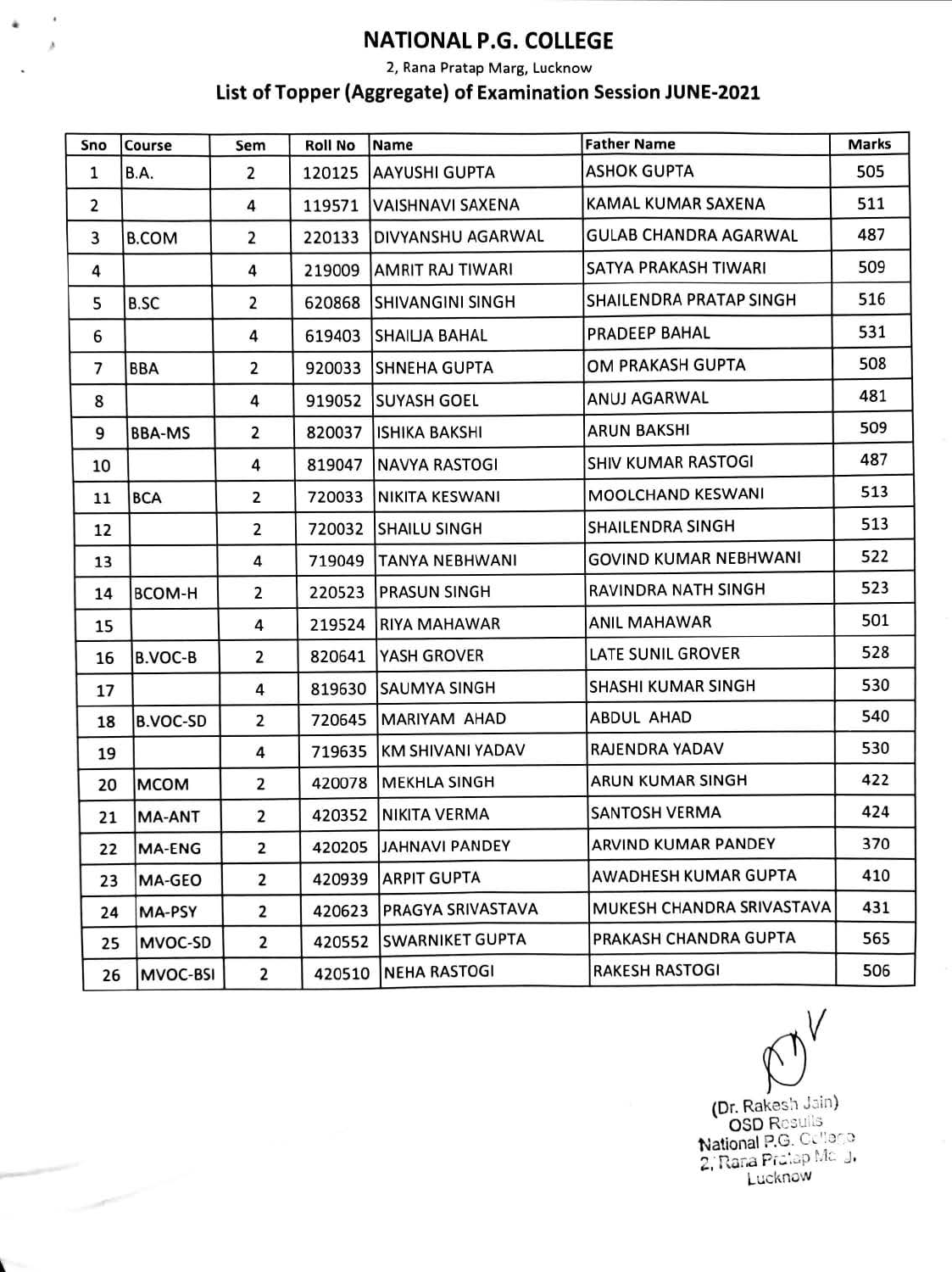# NATIONAL P.G. COLLEGE

2, Rana Pratap Marg, Lucknow

## List of Topper (Aggregate) of Examination Session JUNE-2021

| Sno | Course | Sem | Roll No | Name | Father Name | Marks |
|---|---|---|---|---|---|---|
| 1 | B.A. | 2 | 120125 | AAYUSHI GUPTA | ASHOK GUPTA | 505 |
| 2 | | 4 | 119571 | VAISHNAVI SAXENA | KAMAL KUMAR SAXENA | 511 |
| 3 | B.COM | 2 | 220133 | DIVYANSHU AGARWAL | GULAB CHANDRA AGARWAL | 487 |
| 4 | | 4 | 219009 | AMRIT RAJ TIWARI | SATYA PRAKASH TIWARI | 509 |
| 5 | B.SC | 2 | 620868 | SHIVANGINI SINGH | SHAILENDRA PRATAP SINGH | 516 |
| 6 | | 4 | 619403 | SHAILJA BAHAL | PRADEEP BAHAL | 531 |
| 7 | BBA | 2 | 920033 | SHNEHA GUPTA | OM PRAKASH GUPTA | 508 |
| 8 | | 4 | 919052 | SUYASH GOEL | ANUJ AGARWAL | 481 |
| 9 | BBA-MS | 2 | 820037 | ISHIKA BAKSHI | ARUN BAKSHI | 509 |
| 10 | | 4 | 819047 | NAVYA RASTOGI | SHIV KUMAR RASTOGI | 487 |
| 11 | BCA | 2 | 720033 | NIKITA KESWANI | MOOLCHAND KESWANI | 513 |
| 12 | | 2 | 720032 | SHAILU SINGH | SHAILENDRA SINGH | 513 |
| 13 | | 4 | 719049 | TANYA NEBHWANI | GOVIND KUMAR NEBHWANI | 522 |
| 14 | BCOM-H | 2 | 220523 | PRASUN SINGH | RAVINDRA NATH SINGH | 523 |
| 15 | | 4 | 219524 | RIYA MAHAWAR | ANIL MAHAWAR | 501 |
| 16 | B.VOC-B | 2 | 820641 | YASH GROVER | LATE SUNIL GROVER | 528 |
| 17 | | 4 | 819630 | SAUMYA SINGH | SHASHI KUMAR SINGH | 530 |
| 18 | B.VOC-SD | 2 | 720645 | MARIYAM AHAD | ABDUL AHAD | 540 |
| 19 | | 4 | 719635 | KM SHIVANI YADAV | RAJENDRA YADAV | 530 |
| 20 | MCOM | 2 | 420078 | MEKHLA SINGH | ARUN KUMAR SINGH | 422 |
| 21 | MA-ANT | 2 | 420352 | NIKITA VERMA | SANTOSH VERMA | 424 |
| 22 | MA-ENG | 2 | 420205 | JAHNAVI PANDEY | ARVIND KUMAR PANDEY | 370 |
| 23 | MA-GEO | 2 | 420939 | ARPIT GUPTA | AWADHESH KUMAR GUPTA | 410 |
| 24 | MA-PSY | 2 | 420623 | PRAGYA SRIVASTAVA | MUKESH CHANDRA SRIVASTAVA | 431 |
| 25 | MVOC-SD | 2 | 420552 | SWARNIKET GUPTA | PRAKASH CHANDRA GUPTA | 565 |
| 26 | MVOC-BSI | 2 | 420510 | NEHA RASTOGI | RAKESH RASTOGI | 506 |

(Dr. Rakesh Jain)
OSD Results
National P.G. College
2, Rana Pratap Marg,
Lucknow